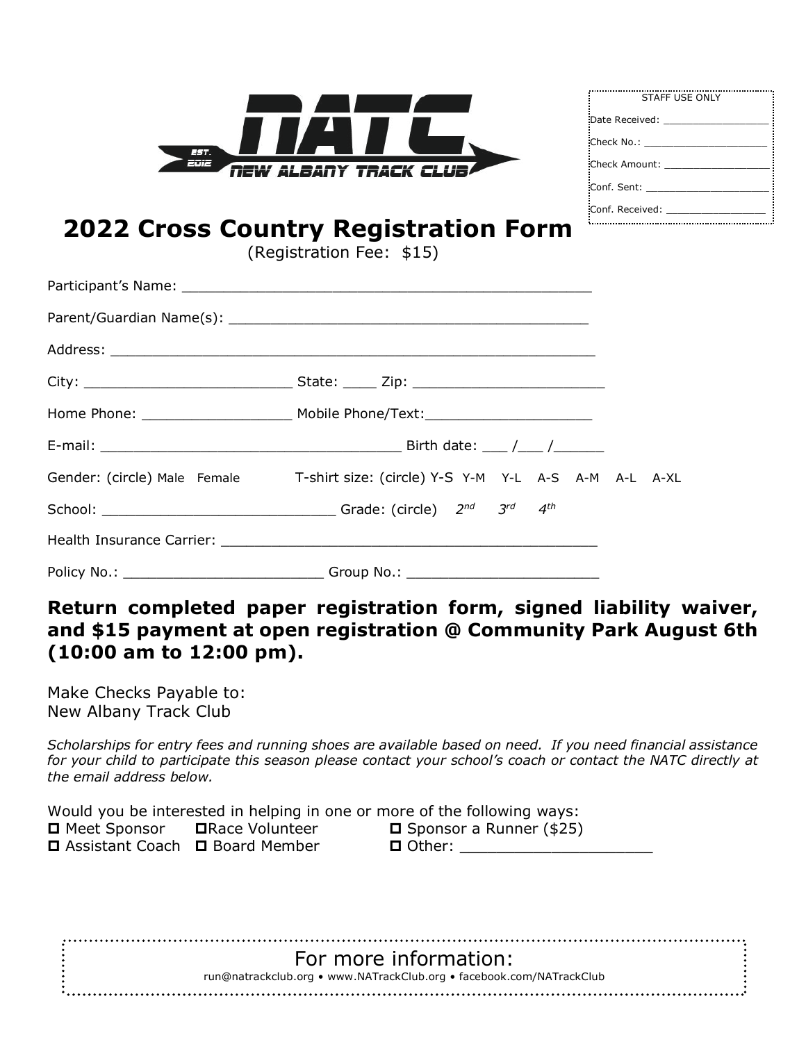NATC

EST. 2012

NEW ALBANY TRACK CLUB

STAFF USE ONLY

Date Received: ________________

Check No.: ____________________

Check Amount: ________________

Conf. Sent: ___________________

Conf. Received: _______________

# 2022 Cross Country Registration Form

(Registration Fee: $15)

Participant's Name: ____________________________________________________

Parent/Guardian Name(s): _______________________________________________

Address: ______________________________________________________________

City: __________________________ State: ____ Zip: _______________________

Home Phone: __________________ Mobile Phone/Text:_____________________

E-mail: ______________________________________ Birth date: ___ /___ /______

Gender: (circle) Male Female T-shirt size: (circle) Y-S Y-M Y-L A-S A-M A-L A-XL

School: ____________________________ Grade: (circle) *2nd* *3rd* *4th*

Health Insurance Carrier: ________________________________________________

Policy No.: ________________________ Group No.: _______________________

**Return completed paper registration form, signed liability waiver, and $15 payment at open registration @ Community Park August 6th (10:00 am to 12:00 pm).**

Make Checks Payable to:
New Albany Track Club

*Scholarships for entry fees and running shoes are available based on need. If you need financial assistance for your child to participate this season please contact your school's coach or contact the NATC directly at the email address below.*

Would you be interested in helping in one or more of the following ways:

- ☐ Meet Sponsor
- ☐ Race Volunteer
- ☐ Sponsor a Runner ($25)
- ☐ Assistant Coach
- ☐ Board Member
- ☐ Other: ______________________

For more information:

run@natrackclub.org • www.NATrackClub.org • facebook.com/NATrackClub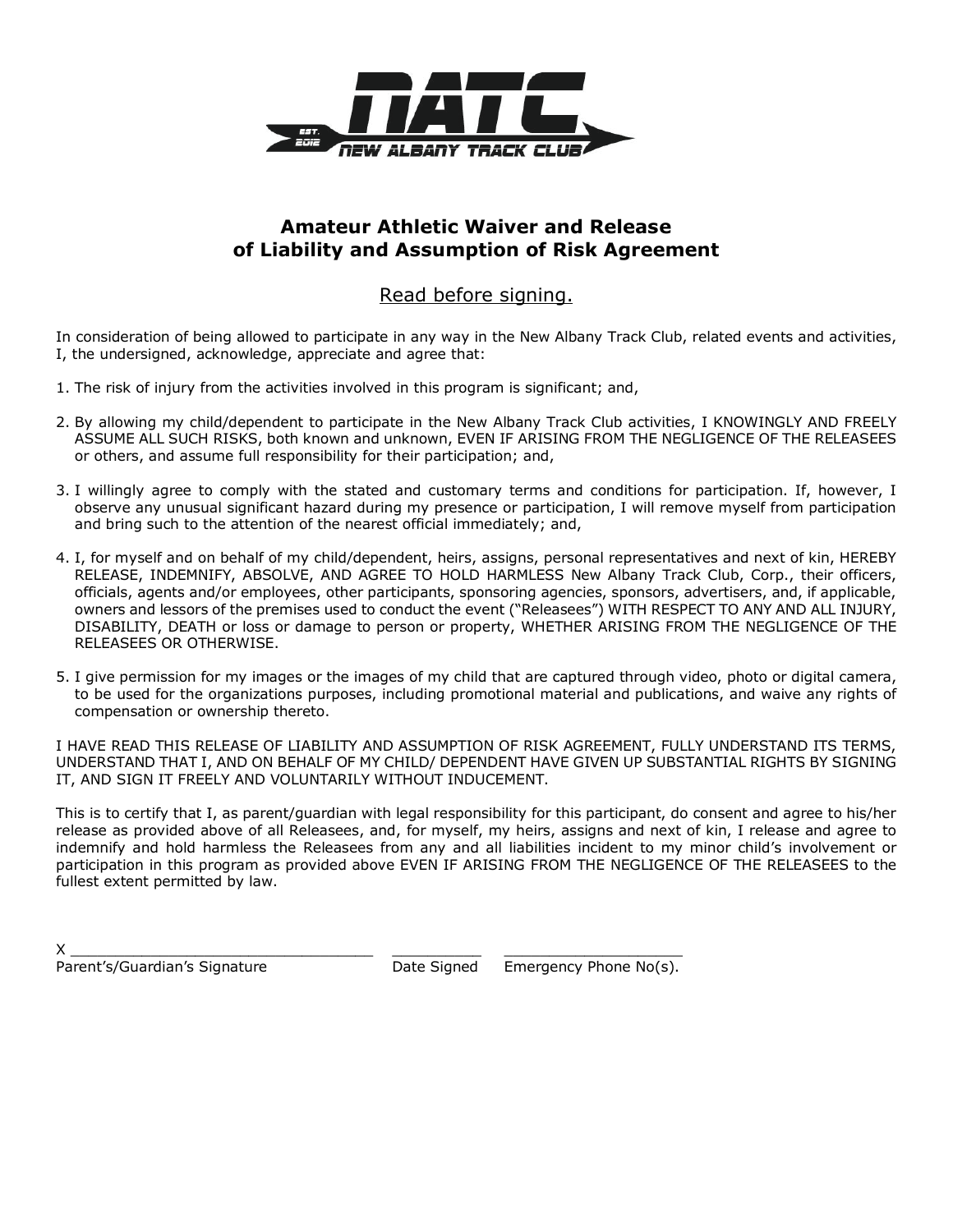# Amateur Athletic Waiver and Release of Liability and Assumption of Risk Agreement

Read before signing.

In consideration of being allowed to participate in any way in the New Albany Track Club, related events and activities, I, the undersigned, acknowledge, appreciate and agree that:

1. The risk of injury from the activities involved in this program is significant; and,

2. By allowing my child/dependent to participate in the New Albany Track Club activities, I KNOWINGLY AND FREELY ASSUME ALL SUCH RISKS, both known and unknown, EVEN IF ARISING FROM THE NEGLIGENCE OF THE RELEASEES or others, and assume full responsibility for their participation; and,

3. I willingly agree to comply with the stated and customary terms and conditions for participation. If, however, I observe any unusual significant hazard during my presence or participation, I will remove myself from participation and bring such to the attention of the nearest official immediately; and,

4. I, for myself and on behalf of my child/dependent, heirs, assigns, personal representatives and next of kin, HEREBY RELEASE, INDEMNIFY, ABSOLVE, AND AGREE TO HOLD HARMLESS New Albany Track Club, Corp., their officers, officials, agents and/or employees, other participants, sponsoring agencies, sponsors, advertisers, and, if applicable, owners and lessors of the premises used to conduct the event ("Releasees") WITH RESPECT TO ANY AND ALL INJURY, DISABILITY, DEATH or loss or damage to person or property, WHETHER ARISING FROM THE NEGLIGENCE OF THE RELEASEES OR OTHERWISE.

5. I give permission for my images or the images of my child that are captured through video, photo or digital camera, to be used for the organizations purposes, including promotional material and publications, and waive any rights of compensation or ownership thereto.

I HAVE READ THIS RELEASE OF LIABILITY AND ASSUMPTION OF RISK AGREEMENT, FULLY UNDERSTAND ITS TERMS, UNDERSTAND THAT I, AND ON BEHALF OF MY CHILD/ DEPENDENT HAVE GIVEN UP SUBSTANTIAL RIGHTS BY SIGNING IT, AND SIGN IT FREELY AND VOLUNTARILY WITHOUT INDUCEMENT.

This is to certify that I, as parent/guardian with legal responsibility for this participant, do consent and agree to his/her release as provided above of all Releasees, and, for myself, my heirs, assigns and next of kin, I release and agree to indemnify and hold harmless the Releasees from any and all liabilities incident to my minor child's involvement or participation in this program as provided above EVEN IF ARISING FROM THE NEGLIGENCE OF THE RELEASEES to the fullest extent permitted by law.

X ___________________________________ ___________ ____________________

Parent's/Guardian's Signature Date Signed Emergency Phone No(s).